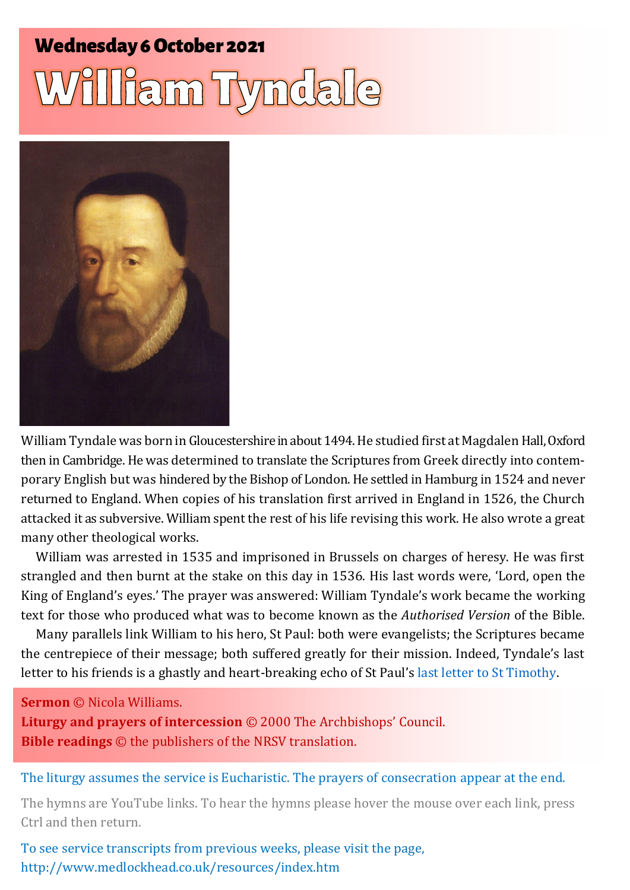## Wednesday 6 October 2021

# William Tyndale

William Tyndale was born in Gloucestershire in about 1494. He studied first at Magdalen Hall, Oxford then in Cambridge. He was determined to translate the Scriptures from Greek directly into contemporary English but was hindered by the Bishop of London. He settled in Hamburg in 1524 and never returned to England. When copies of his translation first arrived in England in 1526, the Church attacked it as subversive. William spent the rest of his life revising this work. He also wrote a great many other theological works.

William was arrested in 1535 and imprisoned in Brussels on charges of heresy. He was first strangled and then burnt at the stake on this day in 1536. His last words were, 'Lord, open the King of England's eyes.' The prayer was answered: William Tyndale's work became the working text for those who produced what was to become known as the *Authorised Version* of the Bible.

Many parallels link William to his hero, St Paul: both were evangelists; the Scriptures became the centrepiece of their message; both suffered greatly for their mission. Indeed, Tyndale's last letter to his friends is a ghastly and heart-breaking echo of St Paul's last letter to St Timothy.

**Sermon** © Nicola Williams.
**Liturgy and prayers of intercession** © 2000 The Archbishops' Council.
**Bible readings** © the publishers of the NRSV translation.

The liturgy assumes the service is Eucharistic. The prayers of consecration appear at the end.

The hymns are YouTube links. To hear the hymns please hover the mouse over each link, press Ctrl and then return.

To see service transcripts from previous weeks, please visit the page, http://www.medlockhead.co.uk/resources/index.htm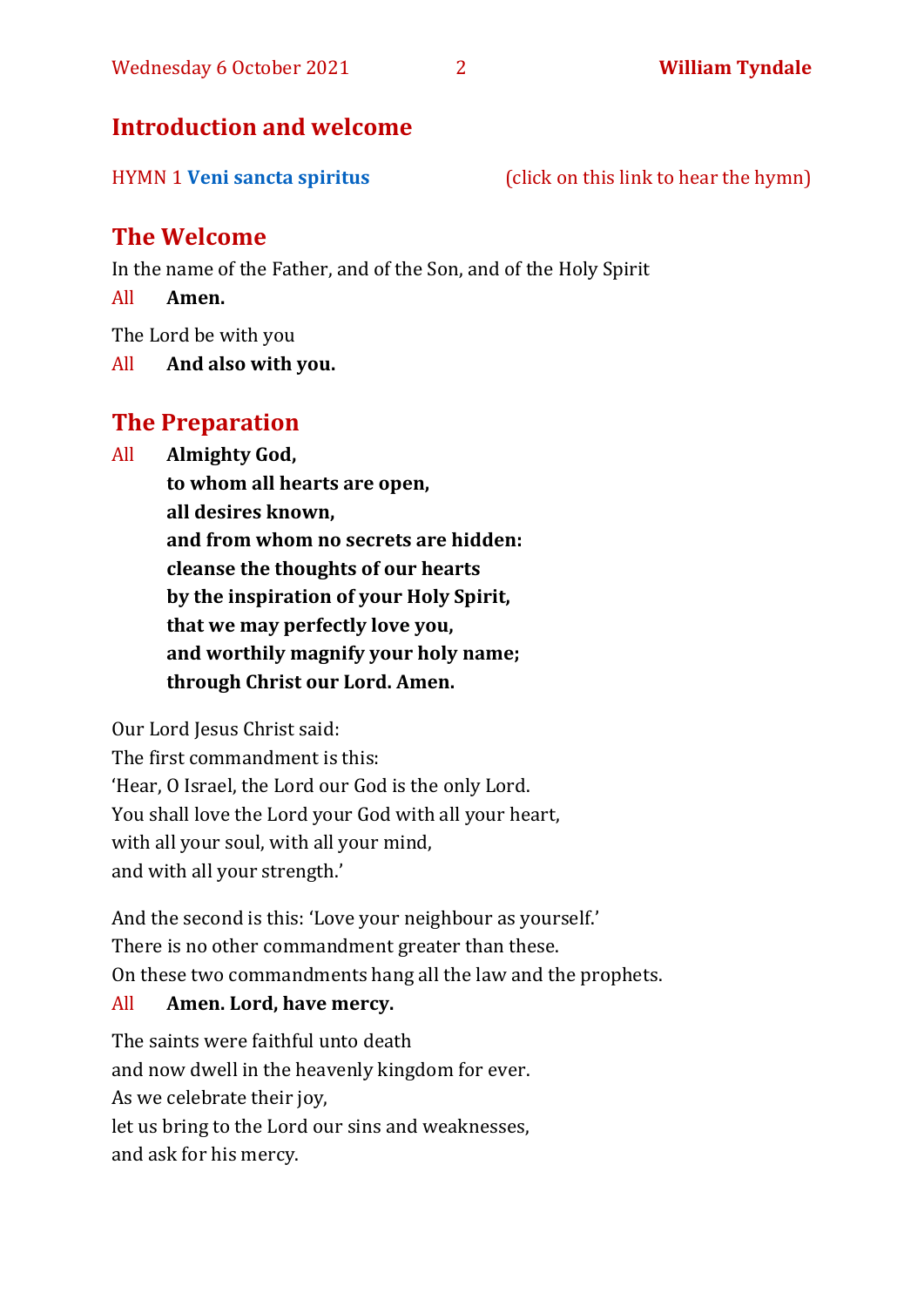## Introduction and welcome

HYMN 1 **Veni sancta spiritus** (click on this link to hear the hymn)

## The Welcome

In the name of the Father, and of the Son, and of the Holy Spirit

All **Amen.**

The Lord be with you

All **And also with you.**

## The Preparation

All **Almighty God,**
**to whom all hearts are open,**
**all desires known,**
**and from whom no secrets are hidden:**
**cleanse the thoughts of our hearts**
**by the inspiration of your Holy Spirit,**
**that we may perfectly love you,**
**and worthily magnify your holy name;**
**through Christ our Lord. Amen.**

Our Lord Jesus Christ said:
The first commandment is this:
'Hear, O Israel, the Lord our God is the only Lord.
You shall love the Lord your God with all your heart,
with all your soul, with all your mind,
and with all your strength.'

And the second is this: 'Love your neighbour as yourself.'
There is no other commandment greater than these.
On these two commandments hang all the law and the prophets.

All **Amen. Lord, have mercy.**

The saints were faithful unto death
and now dwell in the heavenly kingdom for ever.
As we celebrate their joy,
let us bring to the Lord our sins and weaknesses,
and ask for his mercy.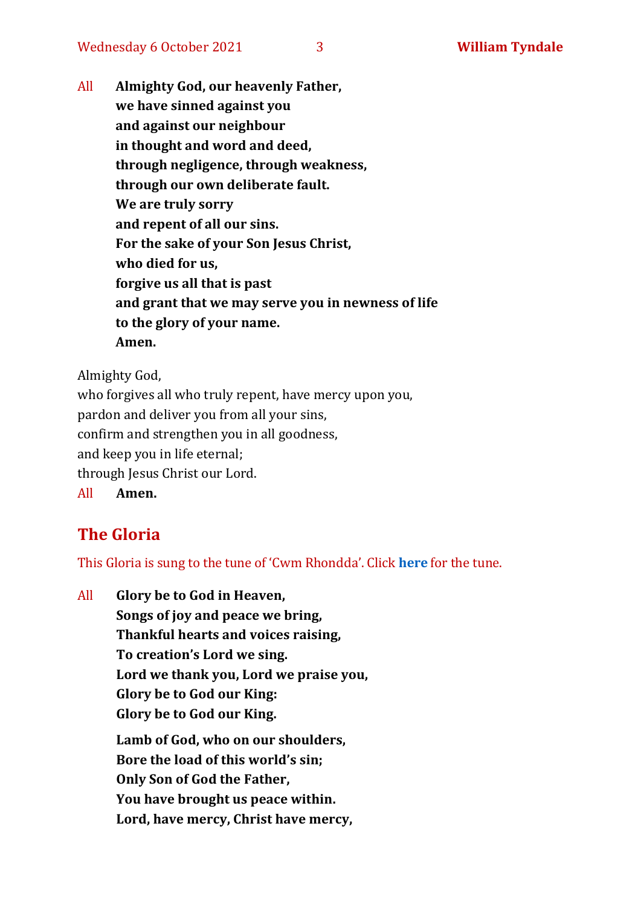All **Almighty God, our heavenly Father,**
**we have sinned against you**
**and against our neighbour**
**in thought and word and deed,**
**through negligence, through weakness,**
**through our own deliberate fault.**
**We are truly sorry**
**and repent of all our sins.**
**For the sake of your Son Jesus Christ,**
**who died for us,**
**forgive us all that is past**
**and grant that we may serve you in newness of life**
**to the glory of your name.**
**Amen.**

Almighty God,
who forgives all who truly repent, have mercy upon you,
pardon and deliver you from all your sins,
confirm and strengthen you in all goodness,
and keep you in life eternal;
through Jesus Christ our Lord.
All **Amen.**

## The Gloria

This Gloria is sung to the tune of 'Cwm Rhondda'. Click **here** for the tune.

All **Glory be to God in Heaven,**
**Songs of joy and peace we bring,**
**Thankful hearts and voices raising,**
**To creation's Lord we sing.**
**Lord we thank you, Lord we praise you,**
**Glory be to God our King:**
**Glory be to God our King.**

**Lamb of God, who on our shoulders,**
**Bore the load of this world's sin;**
**Only Son of God the Father,**
**You have brought us peace within.**
**Lord, have mercy, Christ have mercy,**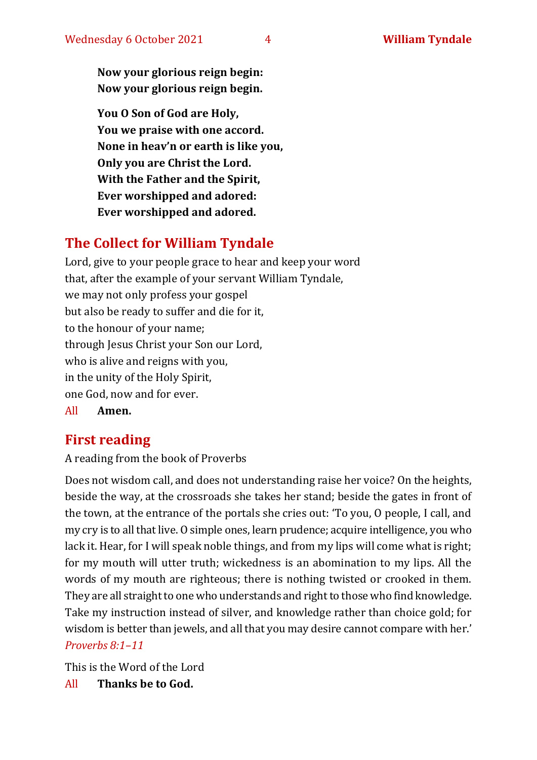**Now your glorious reign begin:**
**Now your glorious reign begin.**

**You O Son of God are Holy,**
**You we praise with one accord.**
**None in heav'n or earth is like you,**
**Only you are Christ the Lord.**
**With the Father and the Spirit,**
**Ever worshipped and adored:**
**Ever worshipped and adored.**

## The Collect for William Tyndale

Lord, give to your people grace to hear and keep your word
that, after the example of your servant William Tyndale,
we may not only profess your gospel
but also be ready to suffer and die for it,
to the honour of your name;
through Jesus Christ your Son our Lord,
who is alive and reigns with you,
in the unity of the Holy Spirit,
one God, now and for ever.

All **Amen.**

## First reading

A reading from the book of Proverbs

Does not wisdom call, and does not understanding raise her voice? On the heights, beside the way, at the crossroads she takes her stand; beside the gates in front of the town, at the entrance of the portals she cries out: 'To you, O people, I call, and my cry is to all that live. O simple ones, learn prudence; acquire intelligence, you who lack it. Hear, for I will speak noble things, and from my lips will come what is right; for my mouth will utter truth; wickedness is an abomination to my lips. All the words of my mouth are righteous; there is nothing twisted or crooked in them. They are all straight to one who understands and right to those who find knowledge. Take my instruction instead of silver, and knowledge rather than choice gold; for wisdom is better than jewels, and all that you may desire cannot compare with her.' *Proverbs 8:1–11*

This is the Word of the Lord

All **Thanks be to God.**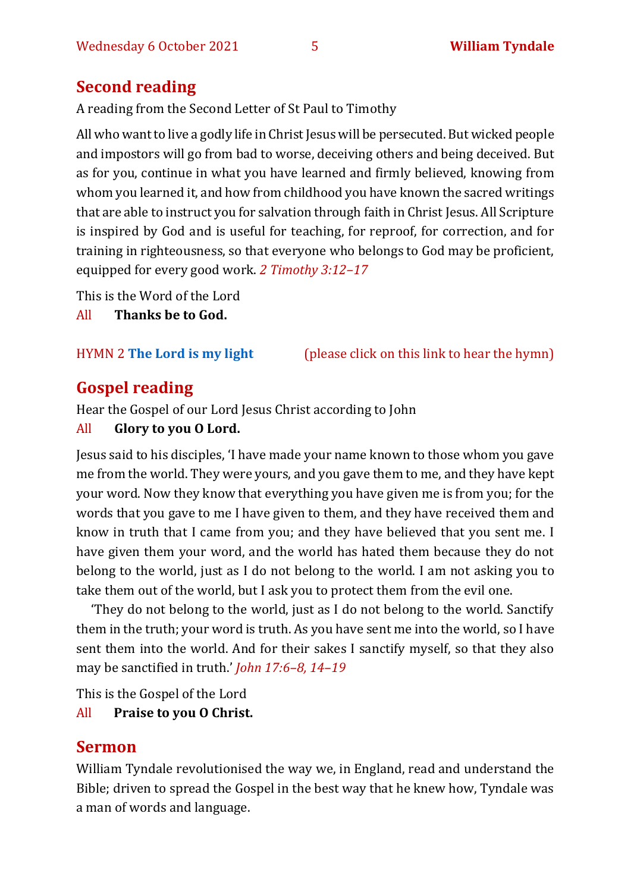## Second reading

A reading from the Second Letter of St Paul to Timothy

All who want to live a godly life in Christ Jesus will be persecuted. But wicked people and impostors will go from bad to worse, deceiving others and being deceived. But as for you, continue in what you have learned and firmly believed, knowing from whom you learned it, and how from childhood you have known the sacred writings that are able to instruct you for salvation through faith in Christ Jesus. All Scripture is inspired by God and is useful for teaching, for reproof, for correction, and for training in righteousness, so that everyone who belongs to God may be proficient, equipped for every good work. *2 Timothy 3:12–17*

This is the Word of the Lord

All **Thanks be to God.**

HYMN 2 **The Lord is my light** (please click on this link to hear the hymn)

## Gospel reading

Hear the Gospel of our Lord Jesus Christ according to John

All **Glory to you O Lord.**

Jesus said to his disciples, 'I have made your name known to those whom you gave me from the world. They were yours, and you gave them to me, and they have kept your word. Now they know that everything you have given me is from you; for the words that you gave to me I have given to them, and they have received them and know in truth that I came from you; and they have believed that you sent me. I have given them your word, and the world has hated them because they do not belong to the world, just as I do not belong to the world. I am not asking you to take them out of the world, but I ask you to protect them from the evil one.

'They do not belong to the world, just as I do not belong to the world. Sanctify them in the truth; your word is truth. As you have sent me into the world, so I have sent them into the world. And for their sakes I sanctify myself, so that they also may be sanctified in truth.' *John 17:6–8, 14–19*

This is the Gospel of the Lord

All **Praise to you O Christ.**

## Sermon

William Tyndale revolutionised the way we, in England, read and understand the Bible; driven to spread the Gospel in the best way that he knew how, Tyndale was a man of words and language.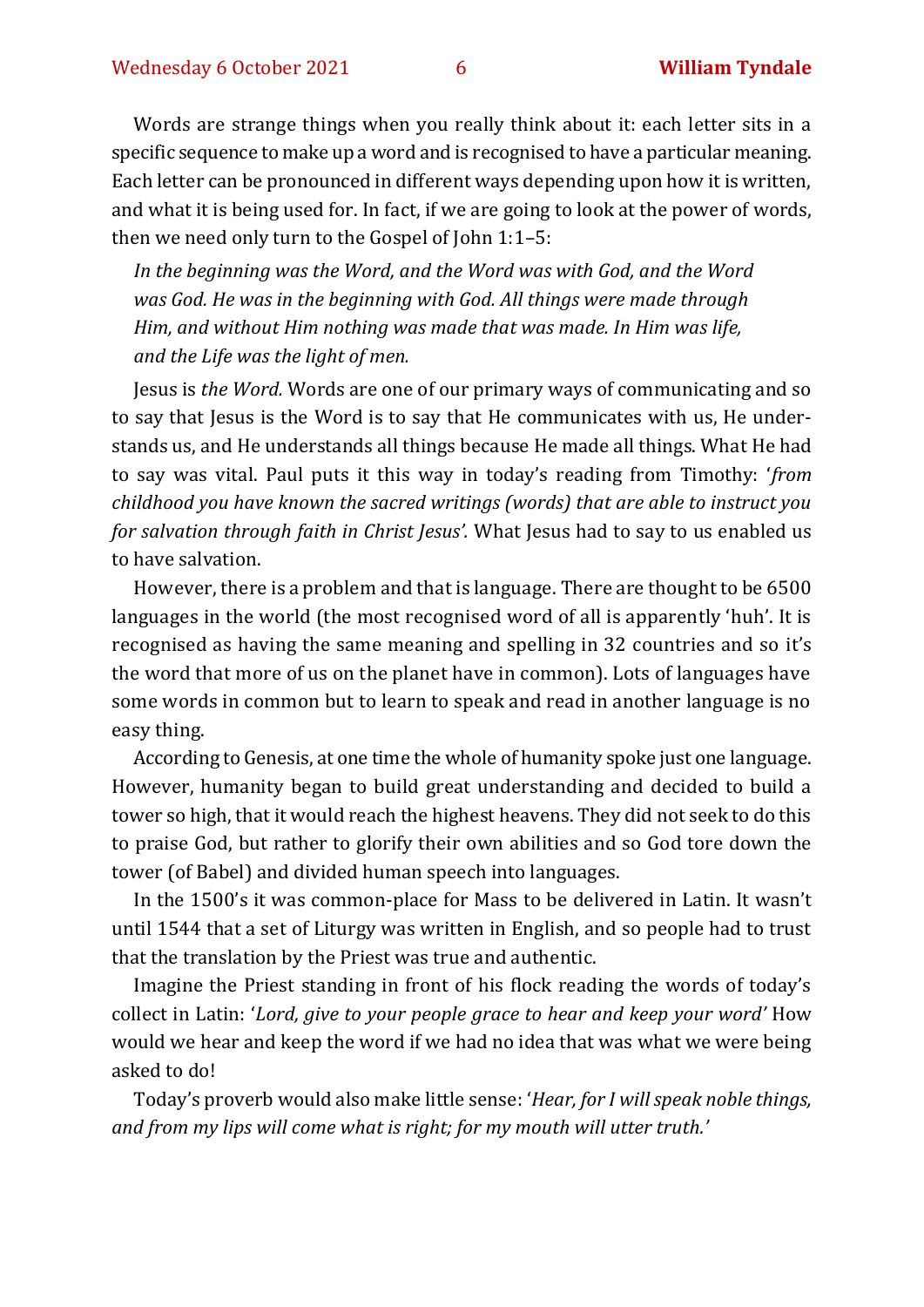Words are strange things when you really think about it: each letter sits in a specific sequence to make up a word and is recognised to have a particular meaning. Each letter can be pronounced in different ways depending upon how it is written, and what it is being used for. In fact, if we are going to look at the power of words, then we need only turn to the Gospel of John 1:1–5:

> *In the beginning was the Word, and the Word was with God, and the Word was God. He was in the beginning with God. All things were made through Him, and without Him nothing was made that was made. In Him was life, and the Life was the light of men.*

Jesus is *the Word.* Words are one of our primary ways of communicating and so to say that Jesus is the Word is to say that He communicates with us, He understands us, and He understands all things because He made all things. What He had to say was vital. Paul puts it this way in today's reading from Timothy: '*from childhood you have known the sacred writings (words) that are able to instruct you for salvation through faith in Christ Jesus'.* What Jesus had to say to us enabled us to have salvation.

However, there is a problem and that is language. There are thought to be 6500 languages in the world (the most recognised word of all is apparently 'huh'. It is recognised as having the same meaning and spelling in 32 countries and so it's the word that more of us on the planet have in common). Lots of languages have some words in common but to learn to speak and read in another language is no easy thing.

According to Genesis, at one time the whole of humanity spoke just one language. However, humanity began to build great understanding and decided to build a tower so high, that it would reach the highest heavens. They did not seek to do this to praise God, but rather to glorify their own abilities and so God tore down the tower (of Babel) and divided human speech into languages.

In the 1500's it was common-place for Mass to be delivered in Latin. It wasn't until 1544 that a set of Liturgy was written in English, and so people had to trust that the translation by the Priest was true and authentic.

Imagine the Priest standing in front of his flock reading the words of today's collect in Latin: '*Lord, give to your people grace to hear and keep your word'* How would we hear and keep the word if we had no idea that was what we were being asked to do!

Today's proverb would also make little sense: '*Hear, for I will speak noble things, and from my lips will come what is right; for my mouth will utter truth.'*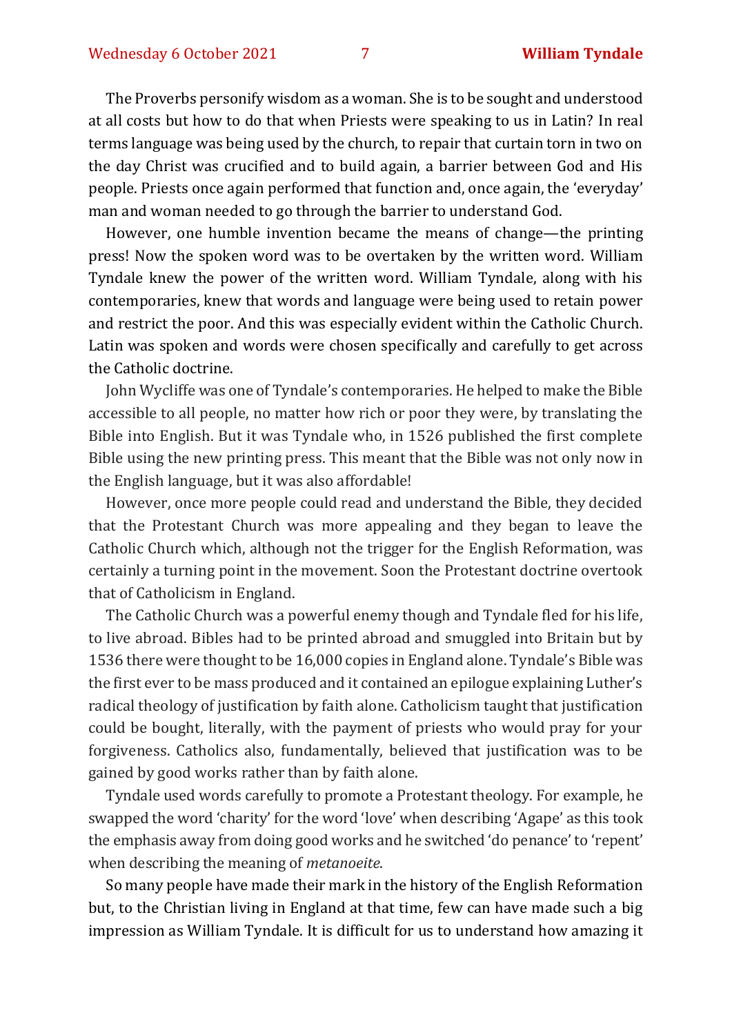The Proverbs personify wisdom as a woman. She is to be sought and understood at all costs but how to do that when Priests were speaking to us in Latin? In real terms language was being used by the church, to repair that curtain torn in two on the day Christ was crucified and to build again, a barrier between God and His people. Priests once again performed that function and, once again, the 'everyday' man and woman needed to go through the barrier to understand God.

However, one humble invention became the means of change—the printing press! Now the spoken word was to be overtaken by the written word. William Tyndale knew the power of the written word. William Tyndale, along with his contemporaries, knew that words and language were being used to retain power and restrict the poor. And this was especially evident within the Catholic Church. Latin was spoken and words were chosen specifically and carefully to get across the Catholic doctrine.

John Wycliffe was one of Tyndale's contemporaries. He helped to make the Bible accessible to all people, no matter how rich or poor they were, by translating the Bible into English. But it was Tyndale who, in 1526 published the first complete Bible using the new printing press. This meant that the Bible was not only now in the English language, but it was also affordable!

However, once more people could read and understand the Bible, they decided that the Protestant Church was more appealing and they began to leave the Catholic Church which, although not the trigger for the English Reformation, was certainly a turning point in the movement. Soon the Protestant doctrine overtook that of Catholicism in England.

The Catholic Church was a powerful enemy though and Tyndale fled for his life, to live abroad. Bibles had to be printed abroad and smuggled into Britain but by 1536 there were thought to be 16,000 copies in England alone. Tyndale's Bible was the first ever to be mass produced and it contained an epilogue explaining Luther's radical theology of justification by faith alone. Catholicism taught that justification could be bought, literally, with the payment of priests who would pray for your forgiveness. Catholics also, fundamentally, believed that justification was to be gained by good works rather than by faith alone.

Tyndale used words carefully to promote a Protestant theology. For example, he swapped the word 'charity' for the word 'love' when describing 'Agape' as this took the emphasis away from doing good works and he switched 'do penance' to 'repent' when describing the meaning of *metanoeite*.

So many people have made their mark in the history of the English Reformation but, to the Christian living in England at that time, few can have made such a big impression as William Tyndale. It is difficult for us to understand how amazing it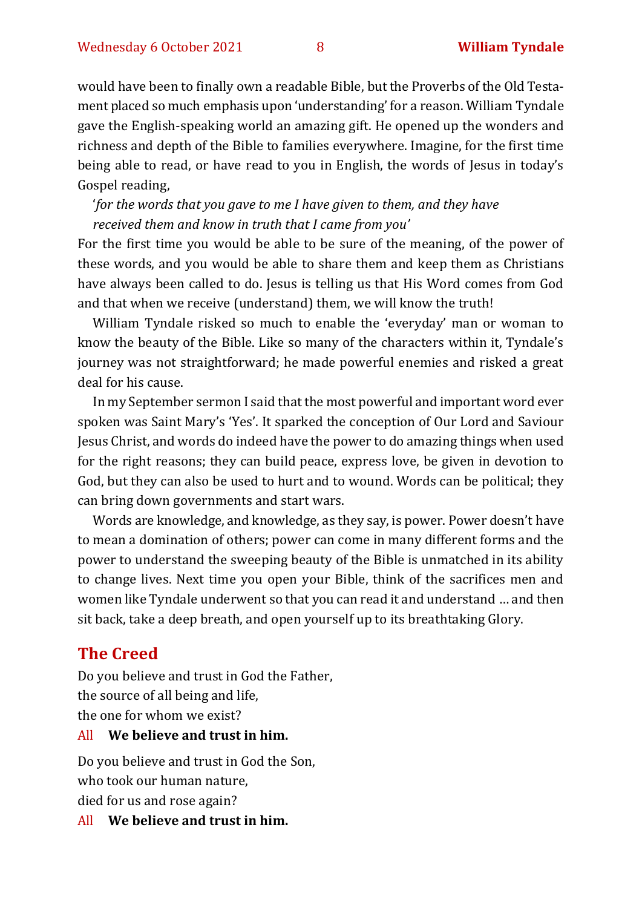would have been to finally own a readable Bible, but the Proverbs of the Old Testament placed so much emphasis upon 'understanding' for a reason. William Tyndale gave the English-speaking world an amazing gift. He opened up the wonders and richness and depth of the Bible to families everywhere. Imagine, for the first time being able to read, or have read to you in English, the words of Jesus in today's Gospel reading,

'*for the words that you gave to me I have given to them, and they have received them and know in truth that I came from you'*

For the first time you would be able to be sure of the meaning, of the power of these words, and you would be able to share them and keep them as Christians have always been called to do. Jesus is telling us that His Word comes from God and that when we receive (understand) them, we will know the truth!

William Tyndale risked so much to enable the 'everyday' man or woman to know the beauty of the Bible. Like so many of the characters within it, Tyndale's journey was not straightforward; he made powerful enemies and risked a great deal for his cause.

In my September sermon I said that the most powerful and important word ever spoken was Saint Mary's 'Yes'. It sparked the conception of Our Lord and Saviour Jesus Christ, and words do indeed have the power to do amazing things when used for the right reasons; they can build peace, express love, be given in devotion to God, but they can also be used to hurt and to wound. Words can be political; they can bring down governments and start wars.

Words are knowledge, and knowledge, as they say, is power. Power doesn't have to mean a domination of others; power can come in many different forms and the power to understand the sweeping beauty of the Bible is unmatched in its ability to change lives. Next time you open your Bible, think of the sacrifices men and women like Tyndale underwent so that you can read it and understand … and then sit back, take a deep breath, and open yourself up to its breathtaking Glory.

## The Creed

Do you believe and trust in God the Father,
the source of all being and life,
the one for whom we exist?

All **We believe and trust in him.**

Do you believe and trust in God the Son,
who took our human nature,
died for us and rose again?

All **We believe and trust in him.**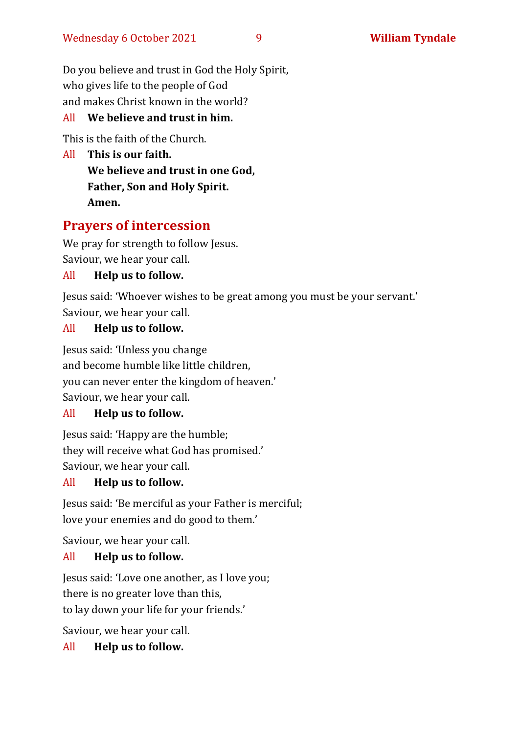Do you believe and trust in God the Holy Spirit,
who gives life to the people of God
and makes Christ known in the world?

All **We believe and trust in him.**

This is the faith of the Church.

All **This is our faith.**
**We believe and trust in one God,**
**Father, Son and Holy Spirit.**
**Amen.**

## Prayers of intercession

We pray for strength to follow Jesus.
Saviour, we hear your call.

All **Help us to follow.**

Jesus said: 'Whoever wishes to be great among you must be your servant.'
Saviour, we hear your call.

All **Help us to follow.**

Jesus said: 'Unless you change
and become humble like little children,
you can never enter the kingdom of heaven.'
Saviour, we hear your call.

All **Help us to follow.**

Jesus said: 'Happy are the humble;
they will receive what God has promised.'
Saviour, we hear your call.

All **Help us to follow.**

Jesus said: 'Be merciful as your Father is merciful;
love your enemies and do good to them.'

Saviour, we hear your call.

All **Help us to follow.**

Jesus said: 'Love one another, as I love you;
there is no greater love than this,
to lay down your life for your friends.'

Saviour, we hear your call.

All **Help us to follow.**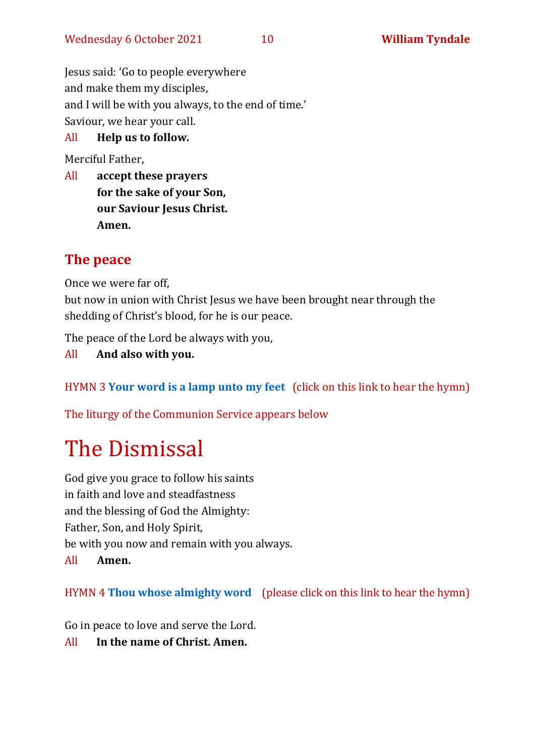Jesus said: 'Go to people everywhere
and make them my disciples,
and I will be with you always, to the end of time.'
Saviour, we hear your call.

All **Help us to follow.**

Merciful Father,

All **accept these prayers**
**for the sake of your Son,**
**our Saviour Jesus Christ.**
**Amen.**

## The peace

Once we were far off,
but now in union with Christ Jesus we have been brought near through the shedding of Christ's blood, for he is our peace.

The peace of the Lord be always with you,

All **And also with you.**

HYMN 3 **Your word is a lamp unto my feet** (click on this link to hear the hymn)

The liturgy of the Communion Service appears below

# The Dismissal

God give you grace to follow his saints
in faith and love and steadfastness
and the blessing of God the Almighty:
Father, Son, and Holy Spirit,
be with you now and remain with you always.

All **Amen.**

HYMN 4 **Thou whose almighty word** (please click on this link to hear the hymn)

Go in peace to love and serve the Lord.

All **In the name of Christ. Amen.**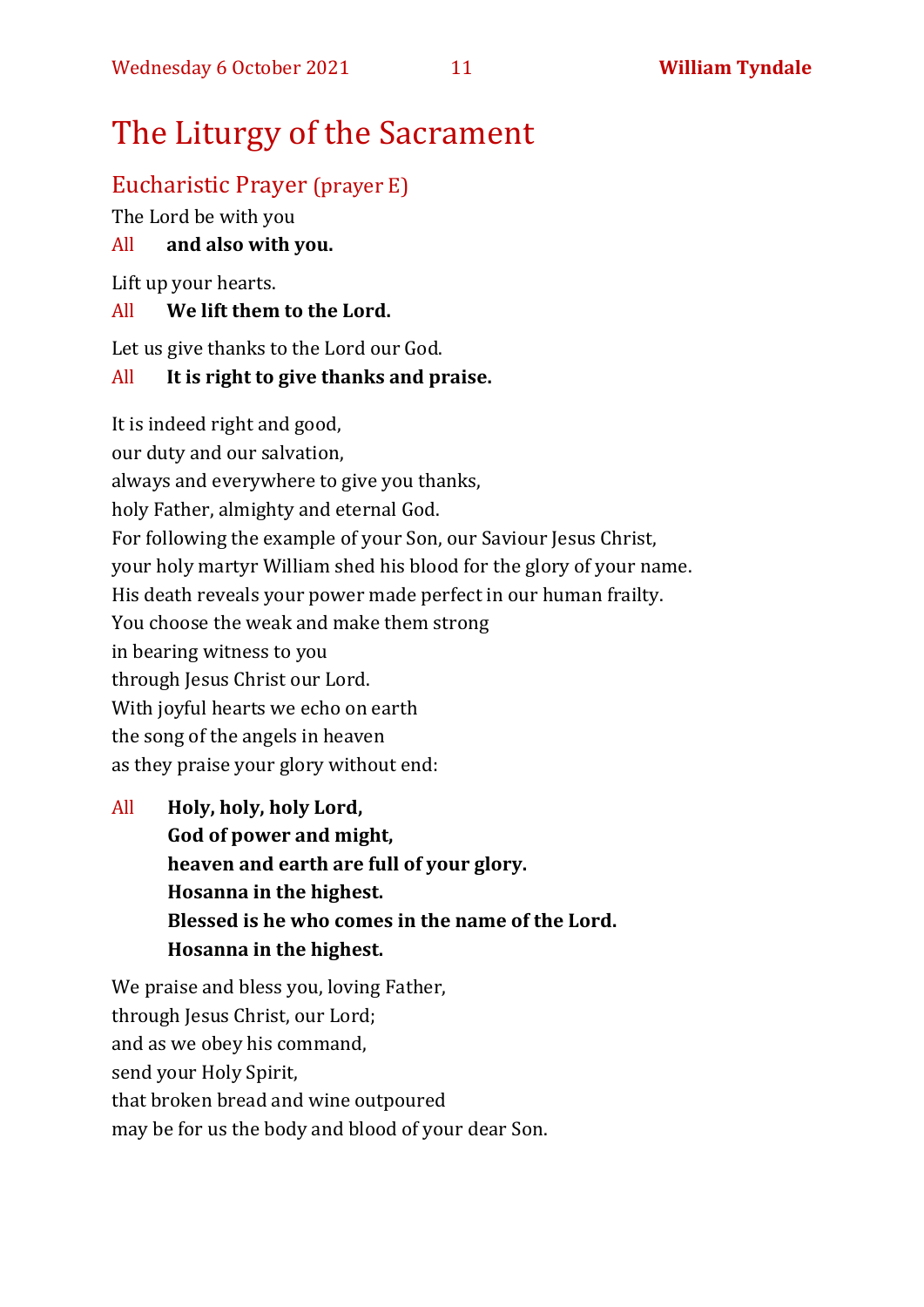# The Liturgy of the Sacrament

## Eucharistic Prayer (prayer E)

The Lord be with you

All **and also with you.**

Lift up your hearts.

All **We lift them to the Lord.**

Let us give thanks to the Lord our God.

All **It is right to give thanks and praise.**

It is indeed right and good,
our duty and our salvation,
always and everywhere to give you thanks,
holy Father, almighty and eternal God.
For following the example of your Son, our Saviour Jesus Christ,
your holy martyr William shed his blood for the glory of your name.
His death reveals your power made perfect in our human frailty.
You choose the weak and make them strong
in bearing witness to you
through Jesus Christ our Lord.
With joyful hearts we echo on earth
the song of the angels in heaven
as they praise your glory without end:

All **Holy, holy, holy Lord,**
**God of power and might,**
**heaven and earth are full of your glory.**
**Hosanna in the highest.**
**Blessed is he who comes in the name of the Lord.**
**Hosanna in the highest.**

We praise and bless you, loving Father,
through Jesus Christ, our Lord;
and as we obey his command,
send your Holy Spirit,
that broken bread and wine outpoured
may be for us the body and blood of your dear Son.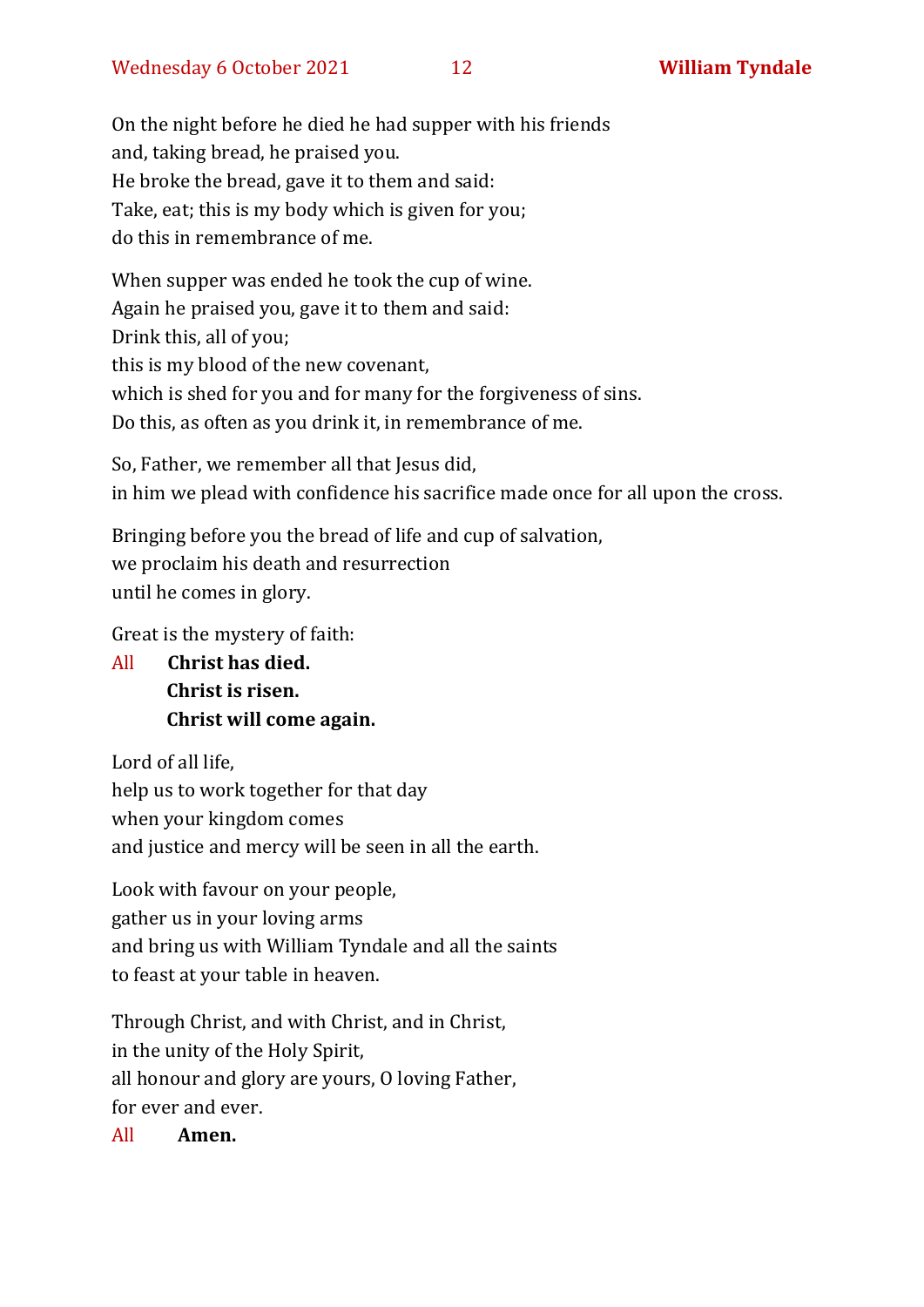On the night before he died he had supper with his friends
and, taking bread, he praised you.
He broke the bread, gave it to them and said:
Take, eat; this is my body which is given for you;
do this in remembrance of me.

When supper was ended he took the cup of wine.
Again he praised you, gave it to them and said:
Drink this, all of you;
this is my blood of the new covenant,
which is shed for you and for many for the forgiveness of sins.
Do this, as often as you drink it, in remembrance of me.

So, Father, we remember all that Jesus did,
in him we plead with confidence his sacrifice made once for all upon the cross.

Bringing before you the bread of life and cup of salvation,
we proclaim his death and resurrection
until he comes in glory.

Great is the mystery of faith:

All **Christ has died.**
**Christ is risen.**
**Christ will come again.**

Lord of all life,
help us to work together for that day
when your kingdom comes
and justice and mercy will be seen in all the earth.

Look with favour on your people,
gather us in your loving arms
and bring us with William Tyndale and all the saints
to feast at your table in heaven.

Through Christ, and with Christ, and in Christ,
in the unity of the Holy Spirit,
all honour and glory are yours, O loving Father,
for ever and ever.

All **Amen.**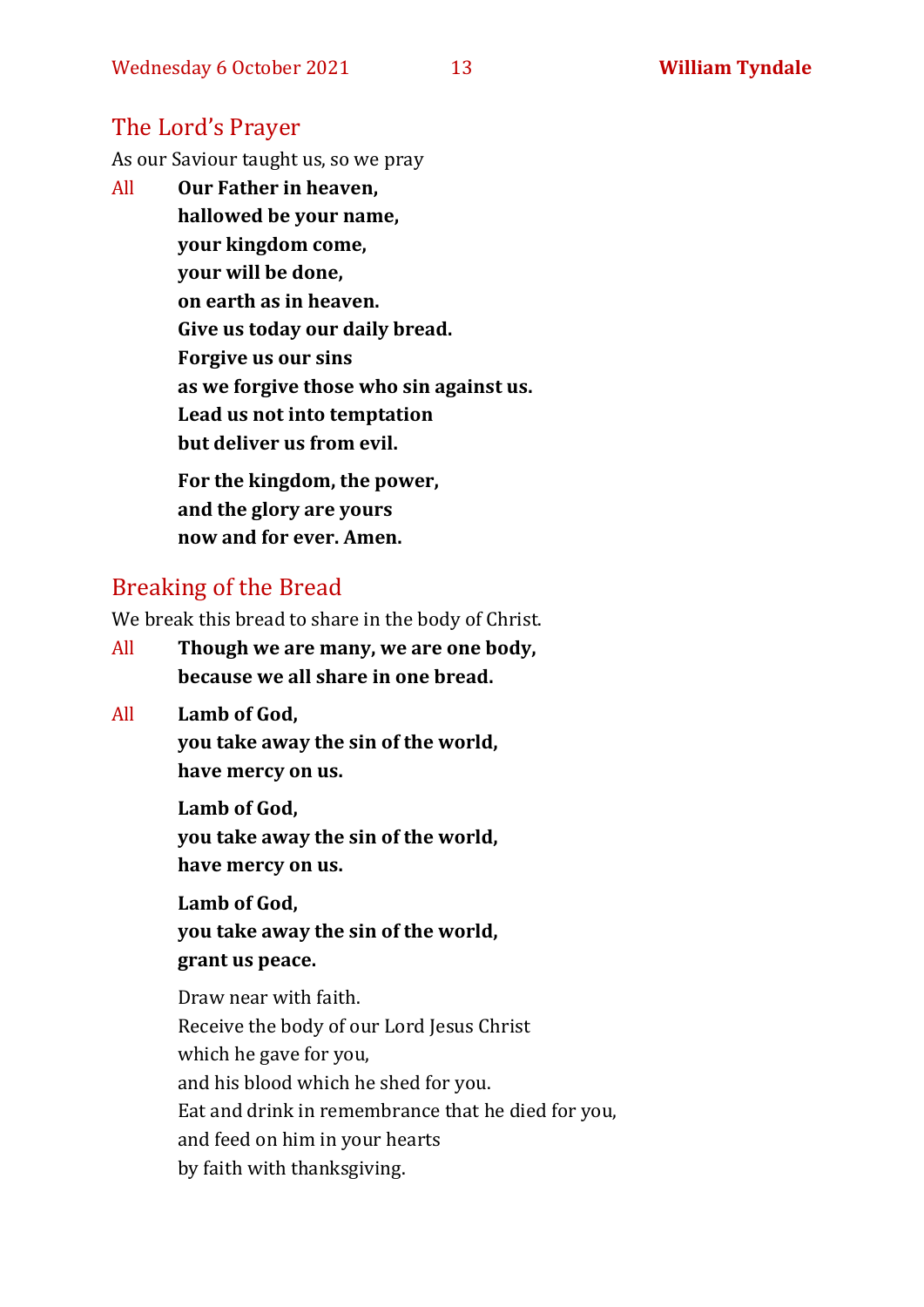## The Lord's Prayer

As our Saviour taught us, so we pray

All **Our Father in heaven,**
**hallowed be your name,**
**your kingdom come,**
**your will be done,**
**on earth as in heaven.**
**Give us today our daily bread.**
**Forgive us our sins**
**as we forgive those who sin against us.**
**Lead us not into temptation**
**but deliver us from evil.**

**For the kingdom, the power,**
**and the glory are yours**
**now and for ever. Amen.**

## Breaking of the Bread

We break this bread to share in the body of Christ.

All **Though we are many, we are one body,**
**because we all share in one bread.**

All **Lamb of God,**
**you take away the sin of the world,**
**have mercy on us.**

**Lamb of God,**
**you take away the sin of the world,**
**have mercy on us.**

**Lamb of God,**
**you take away the sin of the world,**
**grant us peace.**

Draw near with faith.
Receive the body of our Lord Jesus Christ
which he gave for you,
and his blood which he shed for you.
Eat and drink in remembrance that he died for you,
and feed on him in your hearts
by faith with thanksgiving.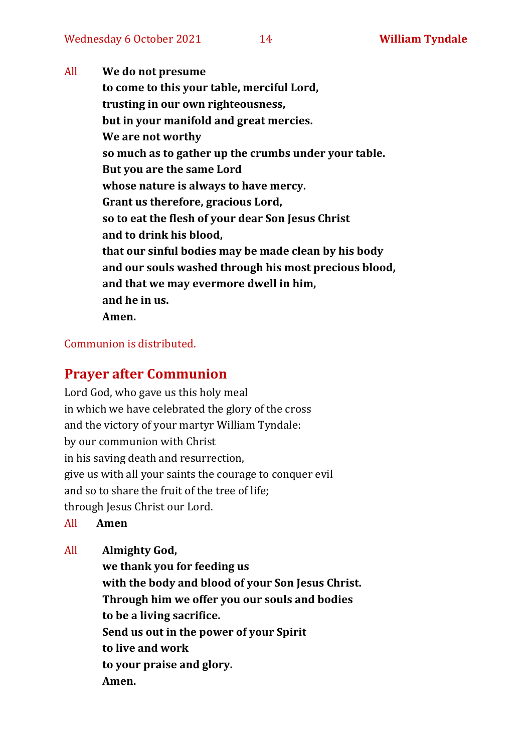All **We do not presume**
**to come to this your table, merciful Lord,**
**trusting in our own righteousness,**
**but in your manifold and great mercies.**
**We are not worthy**
**so much as to gather up the crumbs under your table.**
**But you are the same Lord**
**whose nature is always to have mercy.**
**Grant us therefore, gracious Lord,**
**so to eat the flesh of your dear Son Jesus Christ**
**and to drink his blood,**
**that our sinful bodies may be made clean by his body**
**and our souls washed through his most precious blood,**
**and that we may evermore dwell in him,**
**and he in us.**
**Amen.**

Communion is distributed.

## Prayer after Communion

Lord God, who gave us this holy meal
in which we have celebrated the glory of the cross
and the victory of your martyr William Tyndale:
by our communion with Christ
in his saving death and resurrection,
give us with all your saints the courage to conquer evil
and so to share the fruit of the tree of life;
through Jesus Christ our Lord.

All **Amen**

All **Almighty God,**
**we thank you for feeding us**
**with the body and blood of your Son Jesus Christ.**
**Through him we offer you our souls and bodies**
**to be a living sacrifice.**
**Send us out in the power of your Spirit**
**to live and work**
**to your praise and glory.**
**Amen.**